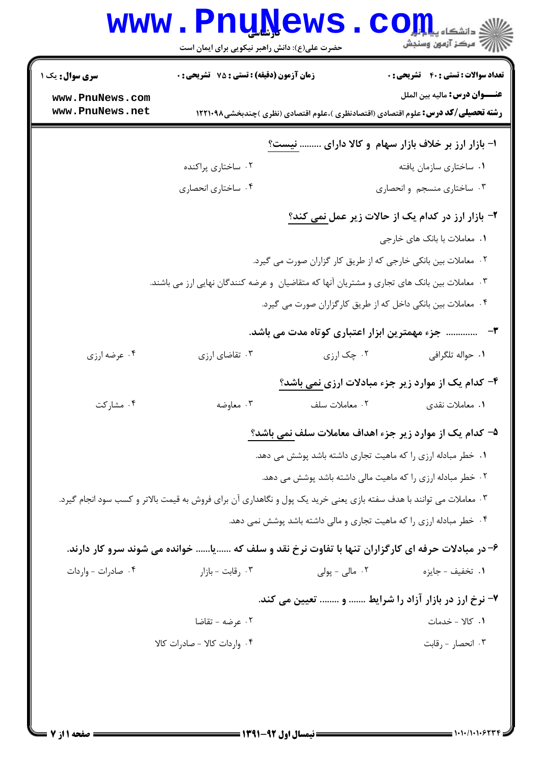**سری سوال:** یک ۱

**زمان آزمون (دقیقه) : تستی : ۷۵ تشریحی : ۰**

**تعداد سوالات : تستی : ۴۰ تشریحی : ۰**

**عنـــوان درس:** مالیه بین الملل

**رشته تحصیلی/کد درس:** علوم اقتصادی (اقتصادنظری )،علوم اقتصادی (نظری )چندبخشی۱۲۲۱۰۹۸

**۱- بازار ارز بر خلاف بازار سهام و کالا دارای ......... نیست؟**

۱. ساختاری سازمان یافته

۲. ساختاری پراکنده

۳. ساختاری منسجم و انحصاری

۴. ساختاری انحصاری

**۲- بازار ارز در کدام یک از حالات زیر عمل نمی کند؟**

۱. معاملات با بانک های خارجی

۲. معاملات بین بانکی خارجی که از طریق کار گزاران صورت می گیرد.

۳. معاملات بین بانک های تجاری و مشتریان آنها که متقاضیان و عرضه کنندگان نهایی ارز می باشند.

۴. معاملات بین بانکی داخل که از طریق کارگزاران صورت می گیرد.

**۳- ............ جزء مهمترین ابزار اعتباری کوتاه مدت می باشد.**

۱. حواله تلگرافی

۲. چک ارزی

۳. تقاضای ارزی

۴. عرضه ارزی

**۴- کدام یک از موارد زیر جزء مبادلات ارزی نمی باشد؟**

۱. معاملات نقدی

۲. معاملات سلف

۳. معاوضه

۴. مشارکت

**۵- کدام یک از موارد زیر جزء اهداف معاملات سلف نمی باشد؟**

۱. خطر مبادله ارزی را که ماهیت تجاری داشته باشد پوشش می دهد.

۲. خطر مبادله ارزی را که ماهیت مالی داشته باشد پوشش می دهد.

۳. معاملات می توانند با هدف سفته بازی یعنی خرید یک پول و نگاهداری آن برای فروش به قیمت بالاتر و کسب سود انجام گیرد.

۴. خطر مبادله ارزی را که ماهیت تجاری و مالی داشته باشد پوشش نمی دهد.

**۶- در مبادلات حرفه ای کارگزاران تنها با تفاوت نرخ نقد و سلف که ......یا...... خوانده می شوند سرو کار دارند.**

۱. تخفیف - جایزه

۲. مالی - پولی

۳. رقابت - بازار

۴. صادرات - واردات

**۷- نرخ ارز در بازار آزاد را شرایط ....... و ........ تعیین می کند.**

۱. کالا - خدمات

۲. عرضه - تقاضا

۳. انحصار - رقابت

۴. واردات کالا - صادرات کالا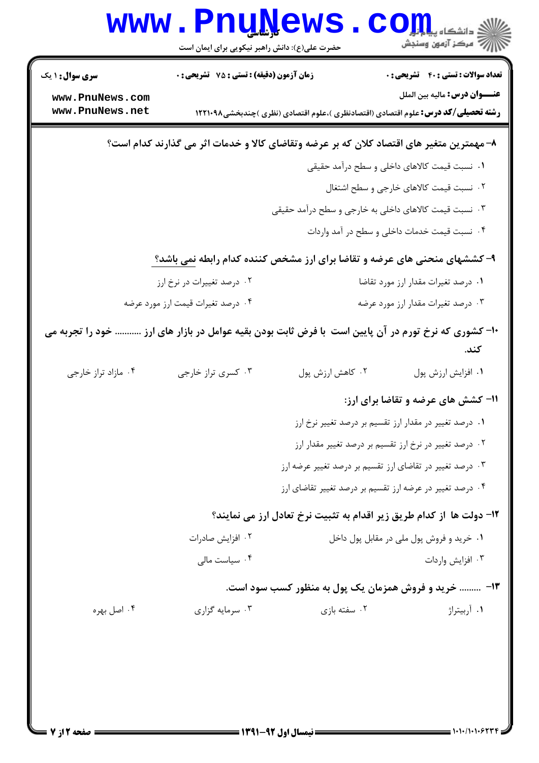**سری سوال:** ۱ یک | **زمان آزمون (دقیقه) : تستی :** ۷۵ **تشریحی :** ۰ | **تعداد سوالات : تستی :** ۴۰ **تشریحی :** ۰

**عنـــوان درس:** مالیه بین الملل

**رشته تحصیلی/کد درس:** علوم اقتصادی (اقتصادنظری )،علوم اقتصادی (نظری )چندبخشی۱۲۲۱۰۹۸

**۸- مهمترین متغیر های اقتصاد کلان که بر عرضه وتقاضای کالا و خدمات اثر می گذارند کدام است؟**

۱. نسبت قیمت کالاهای داخلی و سطح درآمد حقیقی

۲. نسبت قیمت کالاهای خارجی و سطح اشتغال

۳. نسبت قیمت کالاهای داخلی به خارجی و سطح درآمد حقیقی

۴. نسبت قیمت خدمات داخلی و سطح در آمد واردات

**۹- کششهای منحنی های عرضه و تقاضا برای ارز مشخص کننده کدام رابطه نمی باشد؟**

۱. درصد تغیرات مقدار ارز مورد تقاضا

۲. درصد تغییرات در نرخ ارز

۳. درصد تغیرات مقدار ارز مورد عرضه

۴. درصد تغیرات قیمت ارز مورد عرضه

**۱۰- کشوری که نرخ تورم در آن پایین است با فرض ثابت بودن بقیه عوامل در بازار های ارز .......... خود را تجربه می کند.**

۱. افزایش ارزش پول

۲. کاهش ارزش پول

۳. کسری تراز خارجی

۴. مازاد تراز خارجی

**۱۱- کشش های عرضه و تقاضا برای ارز:**

۱. درصد تغییر در مقدار ارز تقسیم بر درصد تغییر نرخ ارز

۲. درصد تغییر در نرخ ارز تقسیم بر درصد تغییر مقدار ارز

۳. درصد تغییر در تقاضای ارز تقسیم بر درصد تغییر عرضه ارز

۴. درصد تغییر در عرضه ارز تقسیم بر درصد تغییر تقاضای ارز

**۱۲- دولت ها از کدام طریق زیر اقدام به تثبیت نرخ تعادل ارز می نمایند؟**

۱. خرید و فروش پول ملی در مقابل پول داخل

۲. افزایش صادرات

۳. افزایش واردات

۴. سیاست مالی

**۱۳- ........ خرید و فروش همزمان یک پول به منظور کسب سود است.**

۱. آربیتراژ

۲. سفته بازی

۳. سرمایه گزاری

۴. اصل بهره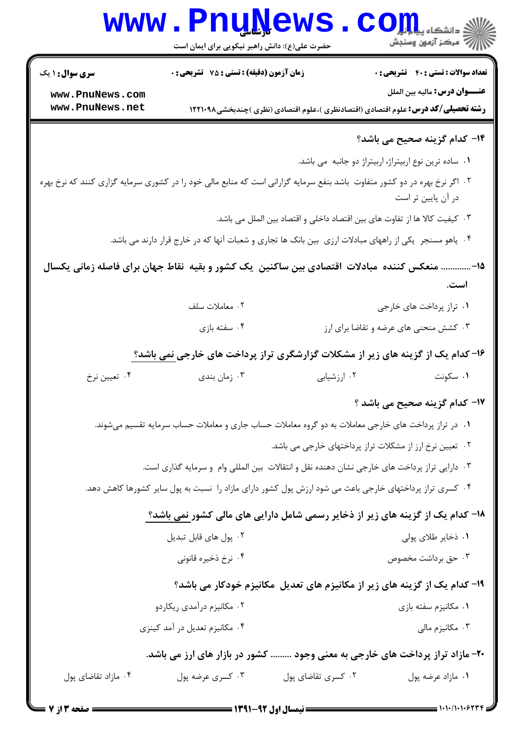۱۴- کدام گزینه صحیح می باشد؟

۱. ساده ترین نوع اربیتراژ، اربیتراژ دو جانبه می باشد.

۲. اگر نرخ بهره در دو کشور متفاوت باشد بنفع سرمایه گزارانی است که منابع مالی خود را در کشوری سرمایه گزاری کنند که نرخ بهره در آن پایین تر است

۳. کیفیت کالا ها از تفاوت های بین اقتصاد داخلی و اقتصاد بین الملل می باشد.

۴. یاهو مسنجر یکی از راههای مبادلات ارزی بین بانک ها تجاری و شعبات آنها که در خارج قرار دارند می باشد.

۱۵-............ منعکس کننده مبادلات اقتصادی بین ساکنین یک کشور و بقیه نقاط جهان برای فاصله زمانی یکسال است.

۱. تراز پرداخت های خارجی
۲. معاملات سلف
۳. کشش منحنی های عرضه و تقاضا برای ارز
۴. سفته بازی

۱۶- کدام یک از گزینه های زیر از مشکلات گزارشگری تراز پرداخت های خارجی نمی باشد؟

۱. سکونت
۲. ارزشیابی
۳. زمان بندی
۴. تعیین نرخ

۱۷- کدام گزینه صحیح می باشد ؟

۱. در تراز پرداخت های خارجی معاملات به دو گروه معاملات حساب جاری و معاملات حساب سرمایه تقسیم می‌شوند.

۲. تعیین نرخ ارز از مشکلات تراز پرداختهای خارجی می باشد.

۳. دارایی تراز پرداخت های خارجی نشان دهنده نقل و انتقالات بین المللی وام و سرمایه گذاری است.

۴. کسری تراز پرداختهای خارجی باعث می شود ارزش پول کشور دارای مازاد را نسبت به پول سایر کشورها کاهش دهد.

۱۸- کدام یک از گزینه های زیر از ذخایر رسمی شامل دارایی های مالی کشور نمی باشد؟

۱. ذخایر طلای پولی
۲. پول های قابل تبدیل
۳. حق برداشت مخصوص
۴. نرخ ذخیره قانونی

۱۹- کدام یک از گزینه های زیر از مکانیزم های تعدیل مکانیزم خودکار می باشد؟

۱. مکانیزم سفته بازی
۲. مکانیزم درآمدی ریکاردو
۳. مکانیزم مالی
۴. مکانیزم تعدیل در آمد کینزی

۲۰- مازاد تراز پرداخت های خارجی به معنی وجود ......... کشور در بازار های ارز می باشد.

۱. مازاد عرضه پول
۲. کسری تقاضای پول
۳. کسری عرضه پول
۴. مازاد تقاضای پول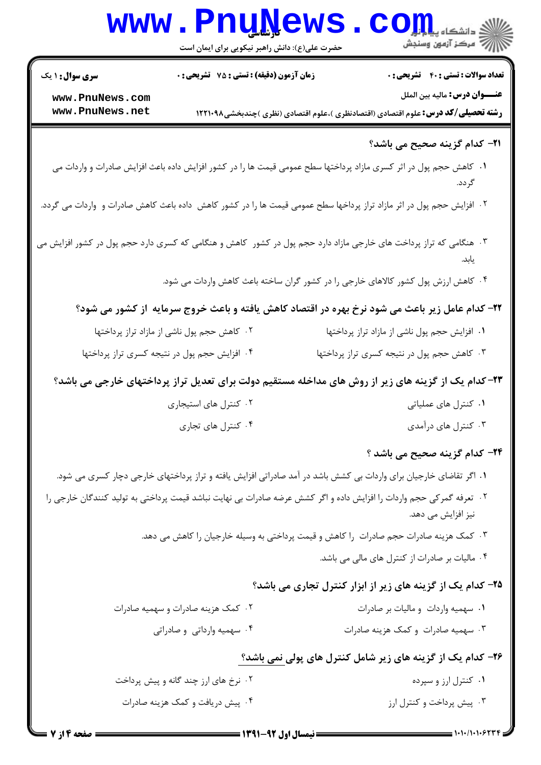۲۱- کدام گزینه صحیح می باشد؟

۱. کاهش حجم پول در اثر کسری مازاد پرداختها سطح عمومی قیمت ها را در کشور افزایش داده باعث افزایش صادرات و واردات می گردد.

۲. افزایش حجم پول در اثر مازاد تراز پرداخها سطح عمومی قیمت ها را در کشور کاهش داده باعث کاهش صادرات و واردات می گردد.

۳. هنگامی که تراز پرداخت های خارجی مازاد دارد حجم پول در کشور کاهش و هنگامی که کسری دارد حجم پول در کشور افزایش می یابد.

۴. کاهش ارزش پول کشور کالاهای خارجی را در کشور گران ساخته باعث کاهش واردات می شود.

۲۲- کدام عامل زیر باعث می شود نرخ بهره در اقتصاد کاهش یافته و باعث خروج سرمایه از کشور می شود؟

۱. افزایش حجم پول ناشی از مازاد تراز پرداختها

۲. کاهش حجم پول ناشی از مازاد تراز پرداختها

۳. کاهش حجم پول در نتیجه کسری تراز پرداختها

۴. افزایش حجم پول در نتیجه کسری تراز پرداختها

۲۳- کدام یک از گزینه های زیر از روش های مداخله مستقیم دولت برای تعدیل تراز پرداختهای خارجی می باشد؟

۱. کنترل های عملیاتی

۲. کنترل های استیجاری

۳. کنترل های درآمدی

۴. کنترل های تجاری

۲۴- کدام گزینه صحیح می باشد ؟

۱. اگر تقاضای خارجیان برای واردات بی کشش باشد در آمد صادراتی افزایش یافته و تراز پرداختهای خارجی دچار کسری می شود.

۲. تعرفه گمرکی حجم واردات را افزایش داده و اگر کشش عرضه صادرات بی نهایت نباشد قیمت پرداختی به تولید کنندگان خارجی را نیز افزایش می دهد.

۳. کمک هزینه صادرات حجم صادرات را کاهش و قیمت پرداختی به وسیله خارجیان را کاهش می دهد.

۴. مالیات بر صادرات از کنترل های مالی می باشد.

۲۵- کدام یک از گزینه های زیر از ابزار کنترل تجاری می باشد؟

۱. سهمیه واردات و مالیات بر صادرات

۲. کمک هزینه صادرات و سهمیه صادرات

۳. سهمیه صادرات و کمک هزینه صادرات

۴. سهمیه وارداتی و صادراتی

۲۶- کدام یک از گزینه های زیر شامل کنترل های پولی نمی باشد؟

۱. کنترل ارز و سپرده

۲. نرخ های ارز چند گانه و پیش پرداخت

۳. پیش پرداخت و کنترل ارز

۴. پیش دریافت و کمک هزینه صادرات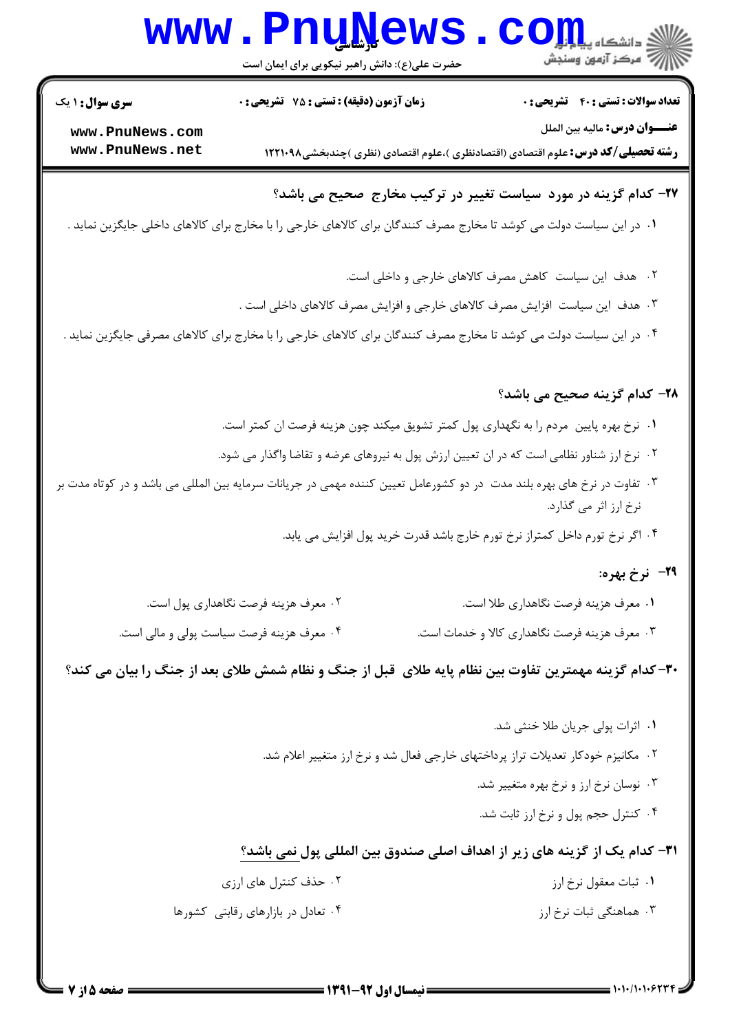**سری سوال:** ۱ یک

**زمان آزمون (دقیقه) : تستی :** ۷۵ **تشریحی :** ۰

**تعداد سوالات : تستی :** ۴۰ **تشریحی :** ۰

**عنوان درس:** مالیه بین الملل

**رشته تحصیلی/کد درس:** علوم اقتصادی (اقتصادنظری )،علوم اقتصادی (نظری )چندبخشی۱۲۲۱۰۹۸

**۲۷- کدام گزینه در مورد سیاست تغییر در ترکیب مخارج صحیح می باشد؟**

۱. در این سیاست دولت می کوشد تا مخارج مصرف کنندگان برای کالاهای خارجی را با مخارج برای کالاهای داخلی جایگزین نماید .

۲. هدف این سیاست کاهش مصرف کالاهای خارجی و داخلی است.

۳. هدف این سیاست افزایش مصرف کالاهای خارجی و افزایش مصرف کالاهای داخلی است .

۴. در این سیاست دولت می کوشد تا مخارج مصرف کنندگان برای کالاهای خارجی را با مخارج برای کالاهای مصرفی جایگزین نماید .

**۲۸- کدام گزینه صحیح می باشد؟**

۱. نرخ بهره پایین مردم را به نگهداری پول کمتر تشویق میکند چون هزینه فرصت ان کمتر است.

۲. نرخ ارز شناور نظامی است که در ان تعیین ارزش پول به نیروهای عرضه و تقاضا واگذار می شود.

۳. تفاوت در نرخ های بهره بلند مدت در دو کشورعامل تعیین کننده مهمی در جریانات سرمایه بین المللی می باشد و در کوتاه مدت بر نرخ ارز اثر می گذارد.

۴. اگر نرخ تورم داخل کمتراز نرخ تورم خارج باشد قدرت خرید پول افزایش می یابد.

**۲۹- نرخ بهره:**

۱. معرف هزینه فرصت نگاهداری طلا است.

۲. معرف هزینه فرصت نگاهداری پول است.

۳. معرف هزینه فرصت نگاهداری کالا و خدمات است.

۴. معرف هزینه فرصت سیاست پولی و مالی است.

**۳۰-کدام گزینه مهمترین تفاوت بین نظام پایه طلای قبل از جنگ و نظام شمش طلای بعد از جنگ را بیان می کند؟**

۱. اثرات پولی جریان طلا خنثی شد.

۲. مکانیزم خودکار تعدیلات تراز پرداختهای خارجی فعال شد و نرخ ارز متغییر اعلام شد.

۳. نوسان نرخ ارز و نرخ بهره متغییر شد.

۴. کنترل حجم پول و نرخ ارز ثابت شد.

**۳۱- کدام یک از گزینه های زیر از اهداف اصلی صندوق بین المللی پول نمی باشد؟**

۱. ثبات معقول نرخ ارز

۲. حذف کنترل های ارزی

۳. هماهنگی ثبات نرخ ارز

۴. تعادل در بازارهای رقابتی کشورها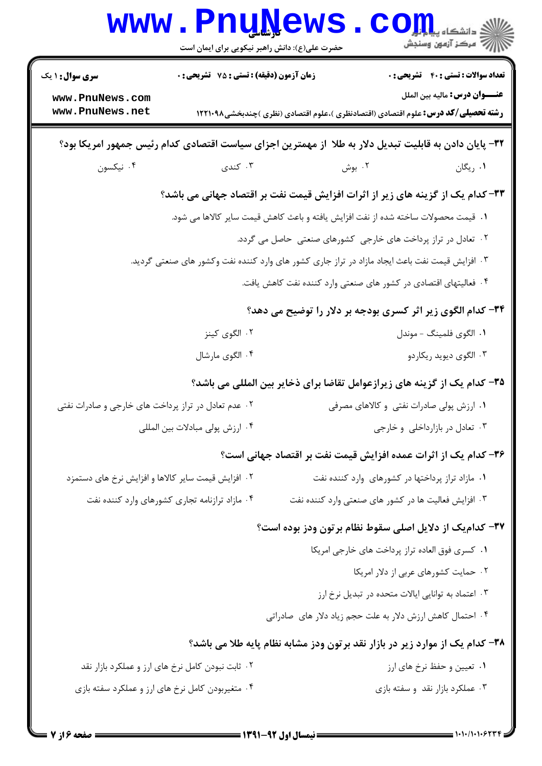۳۲- پایان دادن به قابلیت تبدیل دلار به طلا از مهمترین اجزای سیاست اقتصادی کدام رئیس جمهور امریکا بود؟

۱. ریگان
۲. بوش
۳. کندی
۴. نیکسون

۳۳- کدام یک از گزینه های زیر از اثرات افزایش قیمت نفت بر اقتصاد جهانی می باشد؟

۱. قیمت محصولات ساخته شده از نفت افزایش یافته و باعث کاهش قیمت سایر کالاها می شود.
۲. تعادل در تراز پرداخت های خارجی کشورهای صنعتی حاصل می گردد.
۳. افزایش قیمت نفت باعث ایجاد مازاد در تراز جاری کشور های وارد کننده نفت وکشور های صنعتی گردید.
۴. فعالیتهای اقتصادی در کشور های صنعتی وارد کننده نفت کاهش یافت.

۳۴- کدام الگوی زیر اثر کسری بودجه بر دلار را توضیح می دهد؟

۱. الگوی فلمینگ - موندل
۲. الگوی کینز
۳. الگوی دیوید ریکاردو
۴. الگوی مارشال

۳۵- کدام یک از گزینه های زیرازعوامل تقاضا برای ذخایر بین المللی می باشد؟

۱. ارزش پولی صادرات نفتی و کالاهای مصرفی
۲. عدم تعادل در تراز پرداخت های خارجی و صادرات نفتی
۳. تعادل در بازارداخلی و خارجی
۴. ارزش پولی مبادلات بین المللی

۳۶- کدام یک از اثرات عمده افزایش قیمت نفت بر اقتصاد جهانی است؟

۱. مازاد تراز پرداختها در کشورهای وارد کننده نفت
۲. افزایش قیمت سایر کالاها و افزایش نرخ های دستمزد
۳. افزایش فعالیت ها در کشور های صنعتی وارد کننده نفت
۴. مازاد ترازنامه تجاری کشورهای وارد کننده نفت

۳۷- کدام‌یک از دلایل اصلی سقوط نظام برتون ودز بوده است؟

۱. کسری فوق العاده تراز پرداخت های خارجی امریکا
۲. حمایت کشورهای عربی از دلار امریکا
۳. اعتماد به توانایی ایالات متحده در تبدیل نرخ ارز
۴. احتمال کاهش ارزش دلار به علت حجم زیاد دلار های صادراتی

۳۸- کدام یک از موارد زیر در بازار نقد برتون ودز مشابه نظام پایه طلا می باشد؟

۱. تعیین و حفظ نرخ های ارز
۲. ثابت نبودن کامل نرخ های ارز و عملکرد بازار نقد
۳. عملکرد بازار نقد و سفته بازی
۴. متغیربودن کامل نرخ های ارز و عملکرد سفته بازی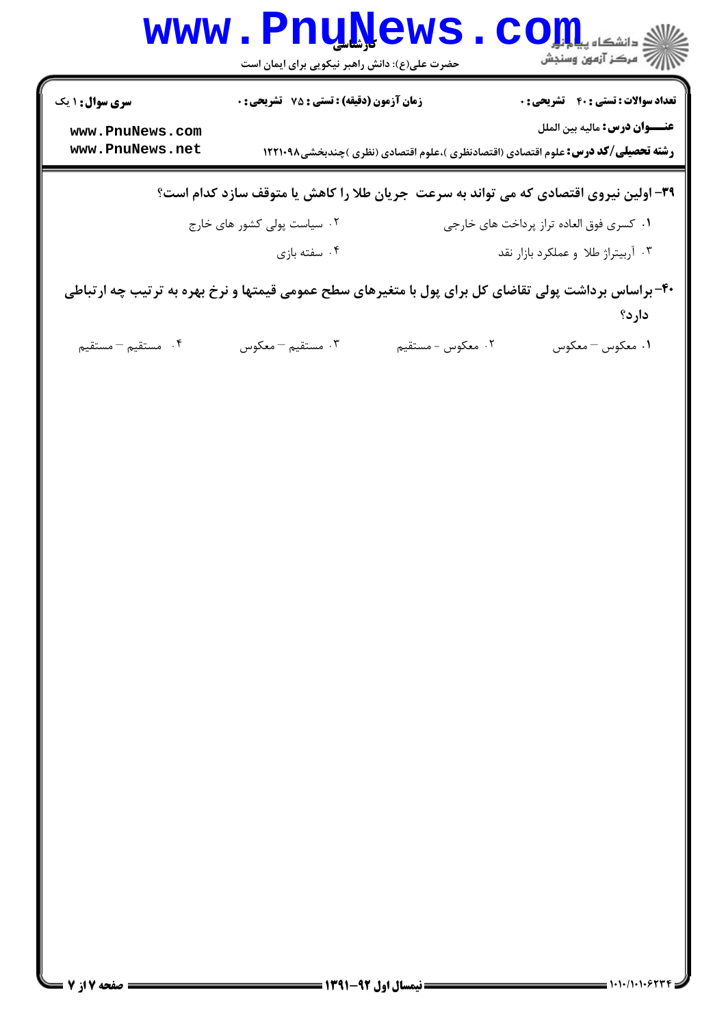۳۹- اولین نیروی اقتصادی که می تواند به سرعت جریان طلا را کاهش یا متوقف سازد کدام است؟

۱. کسری فوق العاده تراز پرداخت های خارجی

۲. سیاست پولی کشور های خارج

۳. آربیتراژ طلا و عملکرد بازار نقد

۴. سفته بازی

۴۰- براساس برداشت پولی تقاضای کل برای پول با متغیرهای سطح عمومی قیمتها و نرخ بهره به ترتیب چه ارتباطی دارد؟

۱. معکوس – معکوس

۲. معکوس - مستقیم

۳. مستقیم – معکوس

۴. مستقیم – مستقیم